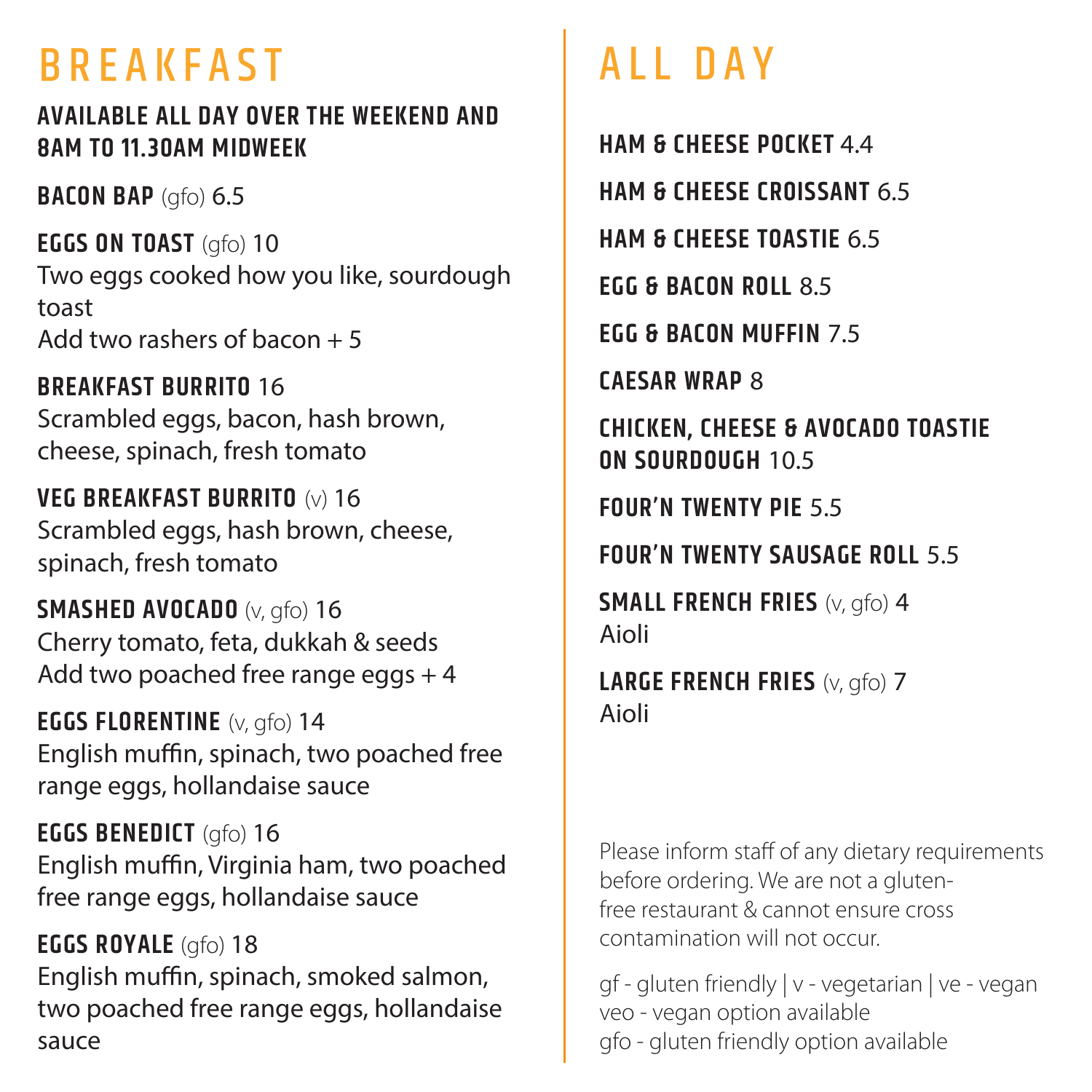# BREAKFAST

### AVAILABLE ALL DAY OVER THE WEEKEND AND 8AM TO 11.30AM MIDWEEK

**BACON BAP** (gfo) 6.5

**EGGS ON TOAST** (gfo) 10
Two eggs cooked how you like, sourdough toast
Add two rashers of bacon + 5

**BREAKFAST BURRITO** 16
Scrambled eggs, bacon, hash brown, cheese, spinach, fresh tomato

**VEG BREAKFAST BURRITO** (v) 16
Scrambled eggs, hash brown, cheese, spinach, fresh tomato

**SMASHED AVOCADO** (v, gfo) 16
Cherry tomato, feta, dukkah & seeds
Add two poached free range eggs + 4

**EGGS FLORENTINE** (v, gfo) 14
English muffin, spinach, two poached free range eggs, hollandaise sauce

**EGGS BENEDICT** (gfo) 16
English muffin, Virginia ham, two poached free range eggs, hollandaise sauce

**EGGS ROYALE** (gfo) 18
English muffin, spinach, smoked salmon, two poached free range eggs, hollandaise sauce

# ALL DAY

**HAM & CHEESE POCKET** 4.4

**HAM & CHEESE CROISSANT** 6.5

**HAM & CHEESE TOASTIE** 6.5

**EGG & BACON ROLL** 8.5

**EGG & BACON MUFFIN** 7.5

**CAESAR WRAP** 8

**CHICKEN, CHEESE & AVOCADO TOASTIE ON SOURDOUGH** 10.5

**FOUR'N TWENTY PIE** 5.5

**FOUR'N TWENTY SAUSAGE ROLL** 5.5

**SMALL FRENCH FRIES** (v, gfo) 4
Aioli

**LARGE FRENCH FRIES** (v, gfo) 7
Aioli

Please inform staff of any dietary requirements before ordering. We are not a gluten-free restaurant & cannot ensure cross contamination will not occur.

gf - gluten friendly | v - vegetarian | ve - vegan
veo - vegan option available
gfo - gluten friendly option available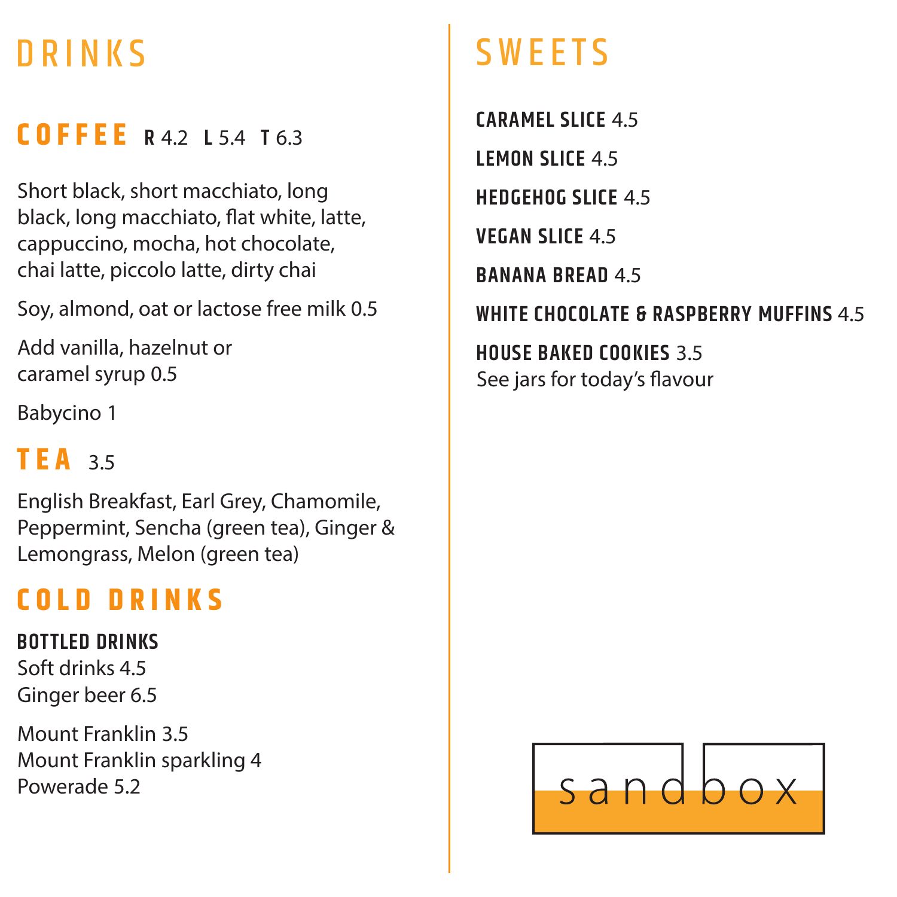# DRINKS

## COFFEE **R** 4.2 **L** 5.4 **T** 6.3

Short black, short macchiato, long black, long macchiato, flat white, latte, cappuccino, mocha, hot chocolate, chai latte, piccolo latte, dirty chai

Soy, almond, oat or lactose free milk 0.5

Add vanilla, hazelnut or caramel syrup 0.5

Babycino 1

## TEA 3.5

English Breakfast, Earl Grey, Chamomile, Peppermint, Sencha (green tea), Ginger & Lemongrass, Melon (green tea)

## COLD DRINKS

**BOTTLED DRINKS**
Soft drinks 4.5
Ginger beer 6.5

Mount Franklin 3.5
Mount Franklin sparkling 4
Powerade 5.2

# SWEETS

**CARAMEL SLICE** 4.5

**LEMON SLICE** 4.5

**HEDGEHOG SLICE** 4.5

**VEGAN SLICE** 4.5

**BANANA BREAD** 4.5

**WHITE CHOCOLATE & RASPBERRY MUFFINS** 4.5

**HOUSE BAKED COOKIES** 3.5
See jars for today's flavour

sandbox